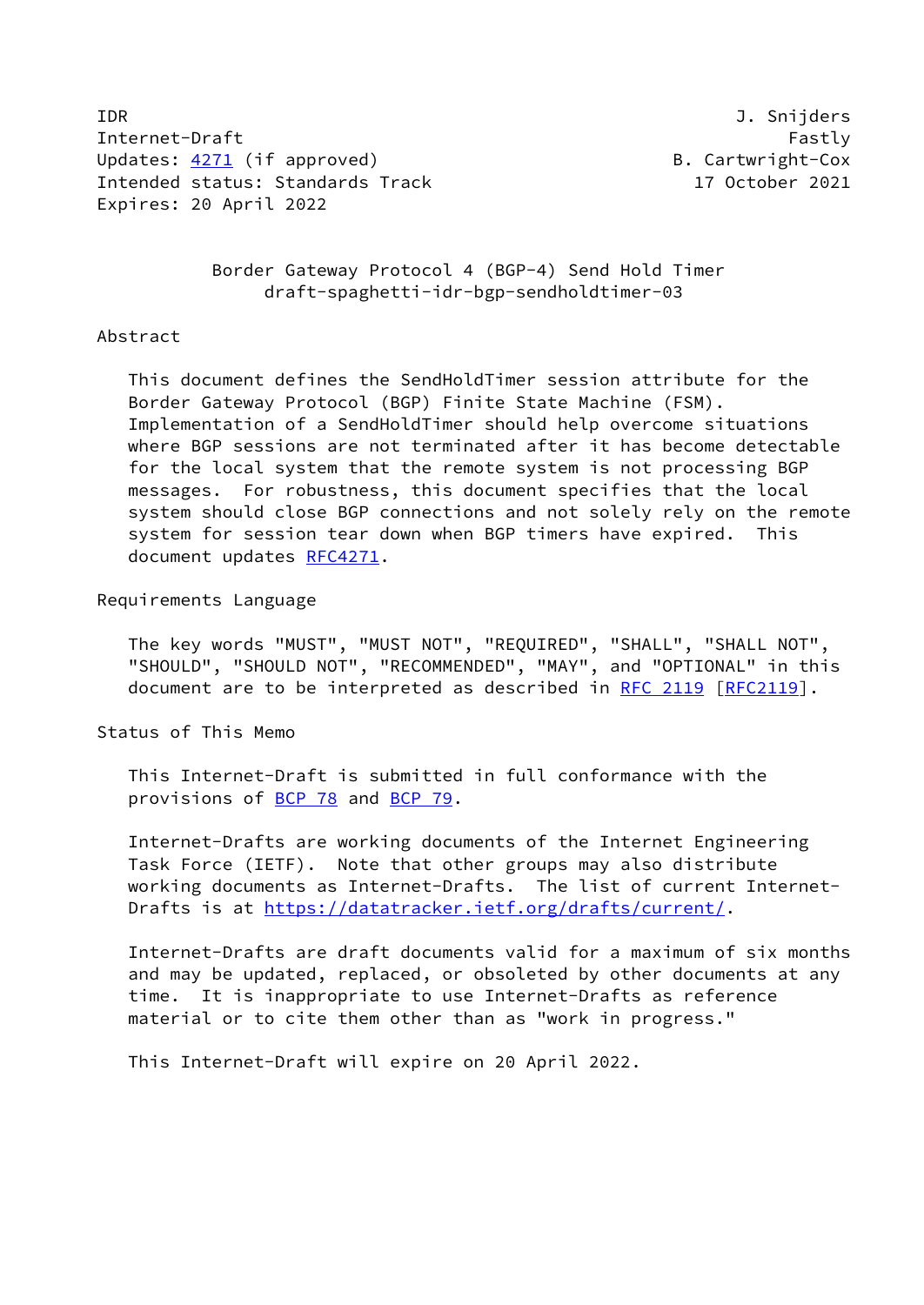IDR J. Snijders
Internet-Draft Fastly
Updates: 4271 (if approved) B. Cartwright-Cox
Intended status: Standards Track 17 October 2021
Expires: 20 April 2022

# Border Gateway Protocol 4 (BGP-4) Send Hold Timer
draft-spaghetti-idr-bgp-sendholdtimer-03

## Abstract

This document defines the SendHoldTimer session attribute for the Border Gateway Protocol (BGP) Finite State Machine (FSM). Implementation of a SendHoldTimer should help overcome situations where BGP sessions are not terminated after it has become detectable for the local system that the remote system is not processing BGP messages. For robustness, this document specifies that the local system should close BGP connections and not solely rely on the remote system for session tear down when BGP timers have expired. This document updates RFC4271.

## Requirements Language

The key words "MUST", "MUST NOT", "REQUIRED", "SHALL", "SHALL NOT", "SHOULD", "SHOULD NOT", "RECOMMENDED", "MAY", and "OPTIONAL" in this document are to be interpreted as described in RFC 2119 [RFC2119].

## Status of This Memo

This Internet-Draft is submitted in full conformance with the provisions of BCP 78 and BCP 79.

Internet-Drafts are working documents of the Internet Engineering Task Force (IETF). Note that other groups may also distribute working documents as Internet-Drafts. The list of current Internet-Drafts is at https://datatracker.ietf.org/drafts/current/.

Internet-Drafts are draft documents valid for a maximum of six months and may be updated, replaced, or obsoleted by other documents at any time. It is inappropriate to use Internet-Drafts as reference material or to cite them other than as "work in progress."

This Internet-Draft will expire on 20 April 2022.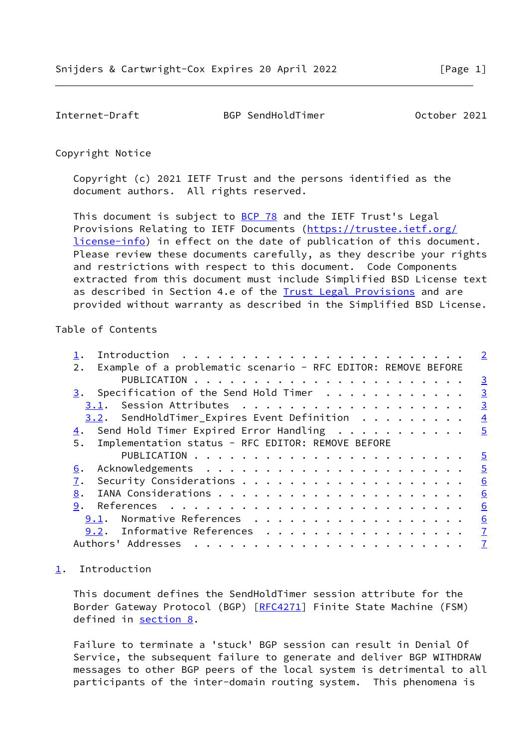Copyright Notice

Copyright (c) 2021 IETF Trust and the persons identified as the document authors. All rights reserved.

This document is subject to BCP 78 and the IETF Trust's Legal Provisions Relating to IETF Documents (https://trustee.ietf.org/license-info) in effect on the date of publication of this document. Please review these documents carefully, as they describe your rights and restrictions with respect to this document. Code Components extracted from this document must include Simplified BSD License text as described in Section 4.e of the Trust Legal Provisions and are provided without warranty as described in the Simplified BSD License.

Table of Contents

```
1.  Introduction . . . . . . . . . . . . . . . . . . . . . . . .   2
2.  Example of a problematic scenario - RFC EDITOR: REMOVE BEFORE
      PUBLICATION . . . . . . . . . . . . . . . . . . . . . . . .   3
3.  Specification of the Send Hold Timer  . . . . . . . . . . . .   3
  3.1.  Session Attributes  . . . . . . . . . . . . . . . . . . .   3
  3.2.  SendHoldTimer_Expires Event Definition  . . . . . . . . .   4
4.  Send Hold Timer Expired Error Handling  . . . . . . . . . . .   5
5.  Implementation status - RFC EDITOR: REMOVE BEFORE
      PUBLICATION . . . . . . . . . . . . . . . . . . . . . . . .   5
6.  Acknowledgements  . . . . . . . . . . . . . . . . . . . . . .   5
7.  Security Considerations . . . . . . . . . . . . . . . . . . .   6
8.  IANA Considerations . . . . . . . . . . . . . . . . . . . . .   6
9.  References  . . . . . . . . . . . . . . . . . . . . . . . . .   6
  9.1.  Normative References  . . . . . . . . . . . . . . . . . .   6
  9.2.  Informative References  . . . . . . . . . . . . . . . . .   7
Authors' Addresses  . . . . . . . . . . . . . . . . . . . . . . .   7
```

## 1. Introduction

This document defines the SendHoldTimer session attribute for the Border Gateway Protocol (BGP) [RFC4271] Finite State Machine (FSM) defined in section 8.

Failure to terminate a 'stuck' BGP session can result in Denial Of Service, the subsequent failure to generate and deliver BGP WITHDRAW messages to other BGP peers of the local system is detrimental to all participants of the inter-domain routing system. This phenomena is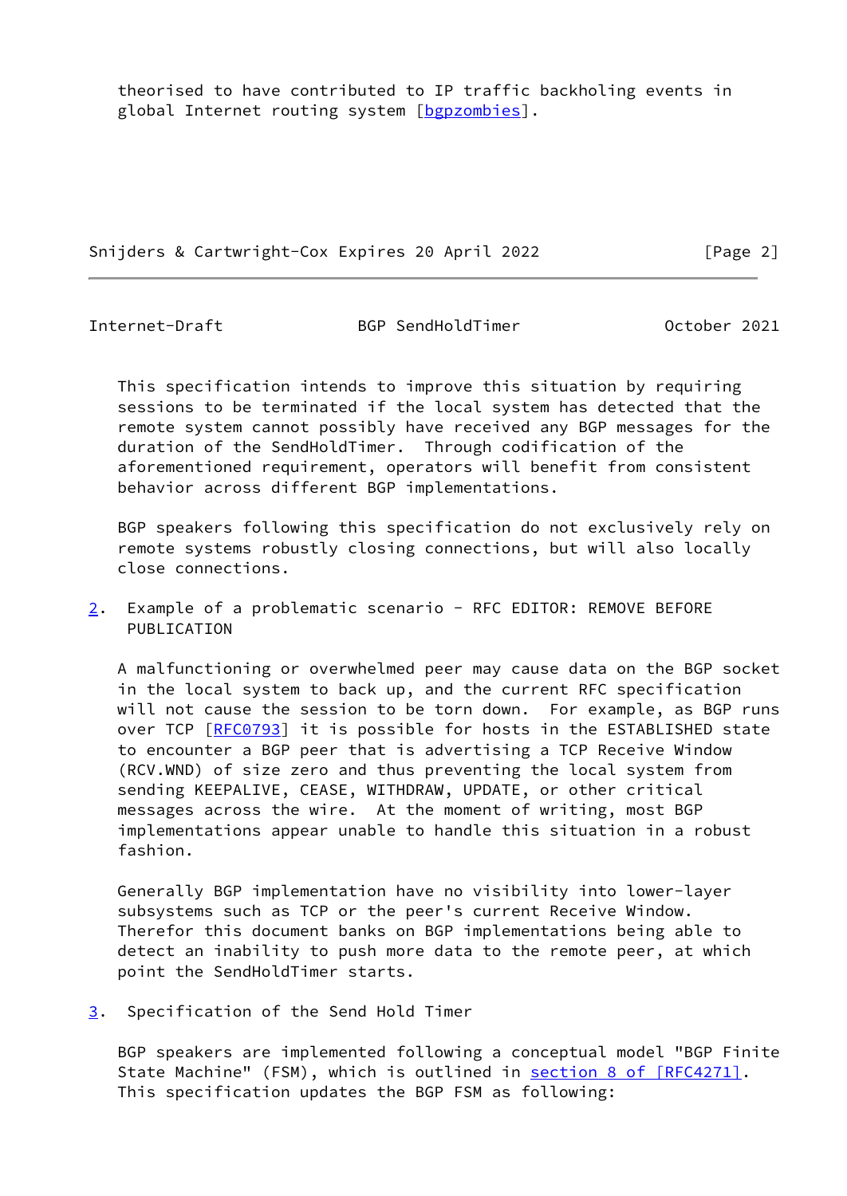theorised to have contributed to IP traffic backholing events in global Internet routing system [bgpzombies].

This specification intends to improve this situation by requiring sessions to be terminated if the local system has detected that the remote system cannot possibly have received any BGP messages for the duration of the SendHoldTimer. Through codification of the aforementioned requirement, operators will benefit from consistent behavior across different BGP implementations.

BGP speakers following this specification do not exclusively rely on remote systems robustly closing connections, but will also locally close connections.

## 2. Example of a problematic scenario - RFC EDITOR: REMOVE BEFORE PUBLICATION

A malfunctioning or overwhelmed peer may cause data on the BGP socket in the local system to back up, and the current RFC specification will not cause the session to be torn down. For example, as BGP runs over TCP [RFC0793] it is possible for hosts in the ESTABLISHED state to encounter a BGP peer that is advertising a TCP Receive Window (RCV.WND) of size zero and thus preventing the local system from sending KEEPALIVE, CEASE, WITHDRAW, UPDATE, or other critical messages across the wire. At the moment of writing, most BGP implementations appear unable to handle this situation in a robust fashion.

Generally BGP implementation have no visibility into lower-layer subsystems such as TCP or the peer's current Receive Window. Therefor this document banks on BGP implementations being able to detect an inability to push more data to the remote peer, at which point the SendHoldTimer starts.

## 3. Specification of the Send Hold Timer

BGP speakers are implemented following a conceptual model "BGP Finite State Machine" (FSM), which is outlined in section 8 of [RFC4271]. This specification updates the BGP FSM as following: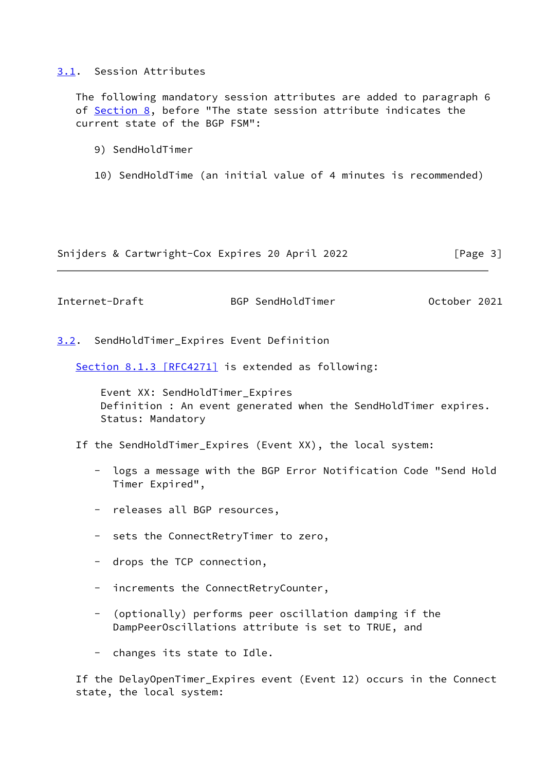### 3.1. Session Attributes

The following mandatory session attributes are added to paragraph 6 of Section 8, before "The state session attribute indicates the current state of the BGP FSM":

9) SendHoldTimer

10) SendHoldTime (an initial value of 4 minutes is recommended)

### 3.2. SendHoldTimer_Expires Event Definition

Section 8.1.3 [RFC4271] is extended as following:

```
Event XX: SendHoldTimer_Expires
Definition : An event generated when the SendHoldTimer expires.
Status: Mandatory
```

If the SendHoldTimer_Expires (Event XX), the local system:

- logs a message with the BGP Error Notification Code "Send Hold Timer Expired",

- releases all BGP resources,

- sets the ConnectRetryTimer to zero,

- drops the TCP connection,

- increments the ConnectRetryCounter,

- (optionally) performs peer oscillation damping if the DampPeerOscillations attribute is set to TRUE, and

- changes its state to Idle.

If the DelayOpenTimer_Expires event (Event 12) occurs in the Connect state, the local system: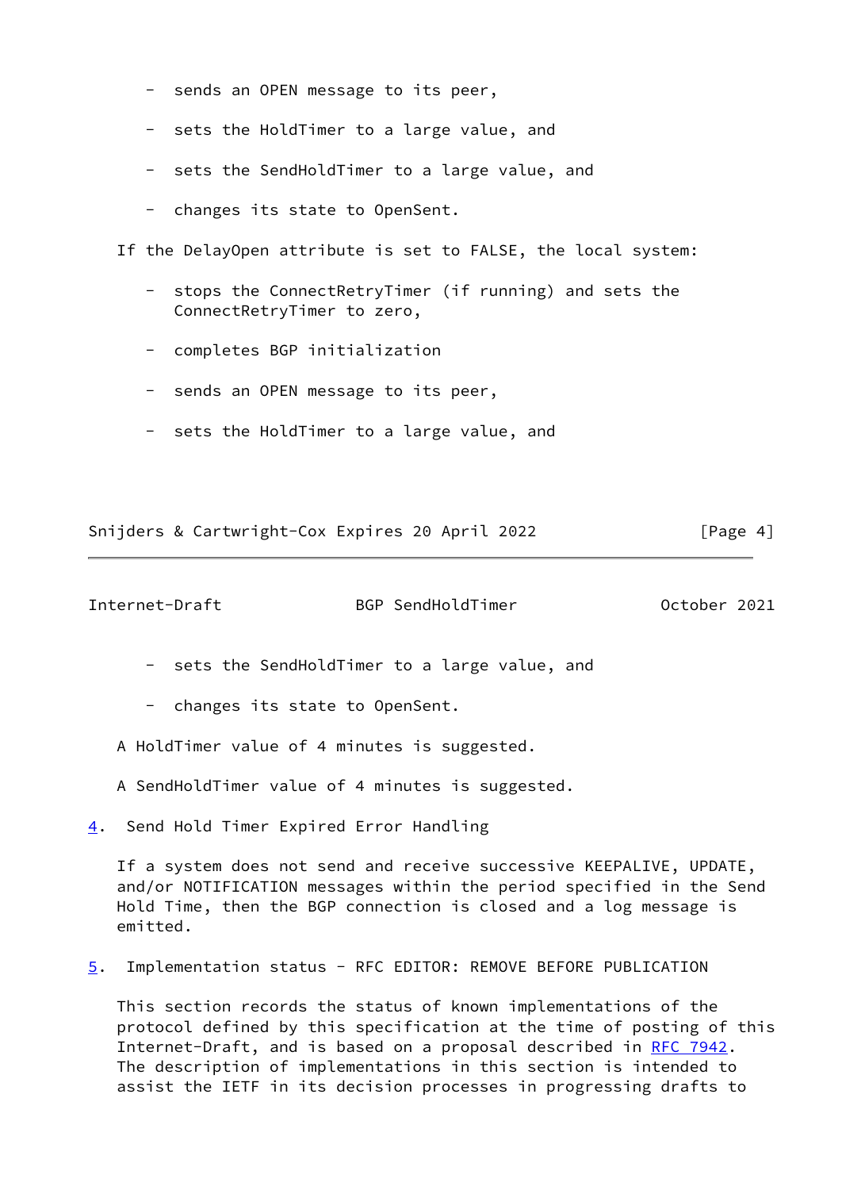- sends an OPEN message to its peer,
- sets the HoldTimer to a large value, and
- sets the SendHoldTimer to a large value, and
- changes its state to OpenSent.

If the DelayOpen attribute is set to FALSE, the local system:

- stops the ConnectRetryTimer (if running) and sets the ConnectRetryTimer to zero,
- completes BGP initialization
- sends an OPEN message to its peer,
- sets the HoldTimer to a large value, and
- sets the SendHoldTimer to a large value, and
- changes its state to OpenSent.

A HoldTimer value of 4 minutes is suggested.

A SendHoldTimer value of 4 minutes is suggested.

## 4. Send Hold Timer Expired Error Handling

If a system does not send and receive successive KEEPALIVE, UPDATE, and/or NOTIFICATION messages within the period specified in the Send Hold Time, then the BGP connection is closed and a log message is emitted.

## 5. Implementation status - RFC EDITOR: REMOVE BEFORE PUBLICATION

This section records the status of known implementations of the protocol defined by this specification at the time of posting of this Internet-Draft, and is based on a proposal described in RFC 7942. The description of implementations in this section is intended to assist the IETF in its decision processes in progressing drafts to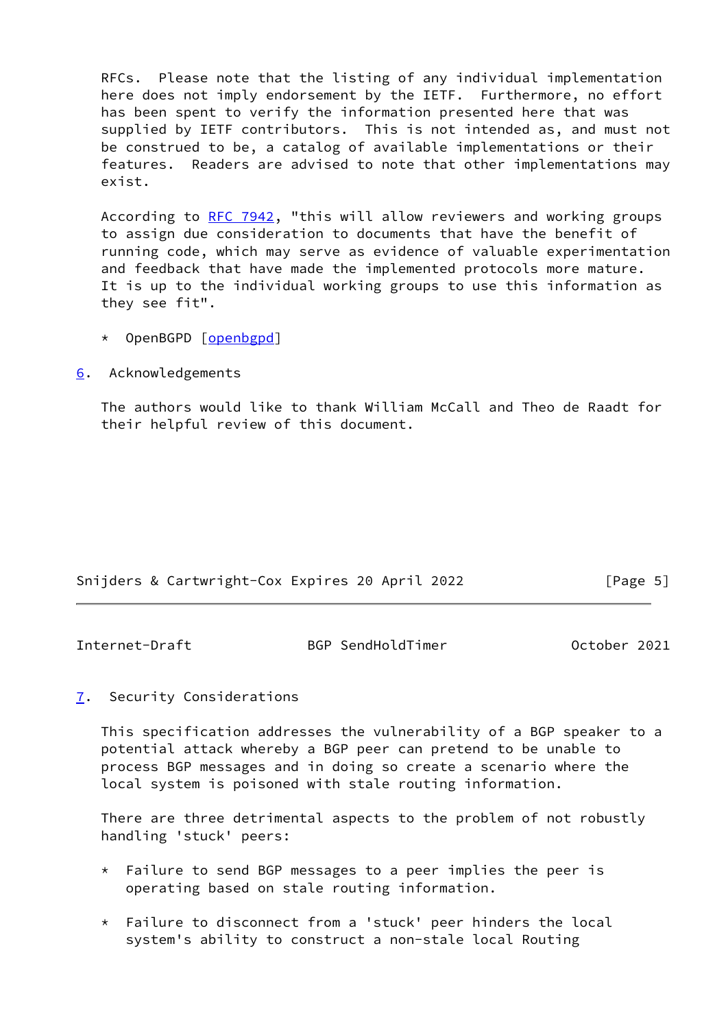RFCs.  Please note that the listing of any individual implementation here does not imply endorsement by the IETF.  Furthermore, no effort has been spent to verify the information presented here that was supplied by IETF contributors.  This is not intended as, and must not be construed to be, a catalog of available implementations or their features.  Readers are advised to note that other implementations may exist.

According to RFC 7942, "this will allow reviewers and working groups to assign due consideration to documents that have the benefit of running code, which may serve as evidence of valuable experimentation and feedback that have made the implemented protocols more mature. It is up to the individual working groups to use this information as they see fit".

* OpenBGPD [openbgpd]

## 6. Acknowledgements

The authors would like to thank William McCall and Theo de Raadt for their helpful review of this document.

## 7. Security Considerations

This specification addresses the vulnerability of a BGP speaker to a potential attack whereby a BGP peer can pretend to be unable to process BGP messages and in doing so create a scenario where the local system is poisoned with stale routing information.

There are three detrimental aspects to the problem of not robustly handling 'stuck' peers:

* Failure to send BGP messages to a peer implies the peer is operating based on stale routing information.

* Failure to disconnect from a 'stuck' peer hinders the local system's ability to construct a non-stale local Routing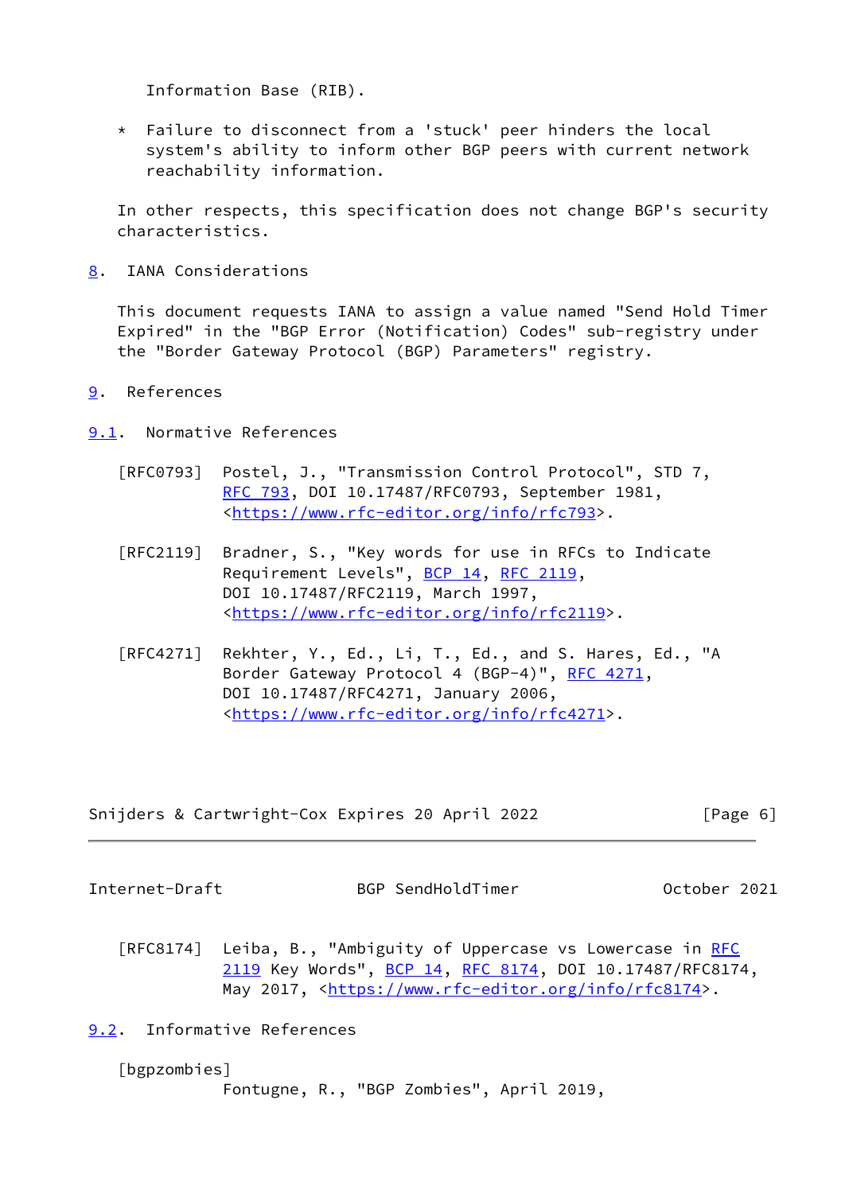Information Base (RIB).

* Failure to disconnect from a 'stuck' peer hinders the local system's ability to inform other BGP peers with current network reachability information.

In other respects, this specification does not change BGP's security characteristics.

## 8. IANA Considerations

This document requests IANA to assign a value named "Send Hold Timer Expired" in the "BGP Error (Notification) Codes" sub-registry under the "Border Gateway Protocol (BGP) Parameters" registry.

## 9. References

### 9.1. Normative References

[RFC0793] Postel, J., "Transmission Control Protocol", STD 7, RFC 793, DOI 10.17487/RFC0793, September 1981, <https://www.rfc-editor.org/info/rfc793>.

[RFC2119] Bradner, S., "Key words for use in RFCs to Indicate Requirement Levels", BCP 14, RFC 2119, DOI 10.17487/RFC2119, March 1997, <https://www.rfc-editor.org/info/rfc2119>.

[RFC4271] Rekhter, Y., Ed., Li, T., Ed., and S. Hares, Ed., "A Border Gateway Protocol 4 (BGP-4)", RFC 4271, DOI 10.17487/RFC4271, January 2006, <https://www.rfc-editor.org/info/rfc4271>.

[RFC8174] Leiba, B., "Ambiguity of Uppercase vs Lowercase in RFC 2119 Key Words", BCP 14, RFC 8174, DOI 10.17487/RFC8174, May 2017, <https://www.rfc-editor.org/info/rfc8174>.

### 9.2. Informative References

[bgpzombies] Fontugne, R., "BGP Zombies", April 2019,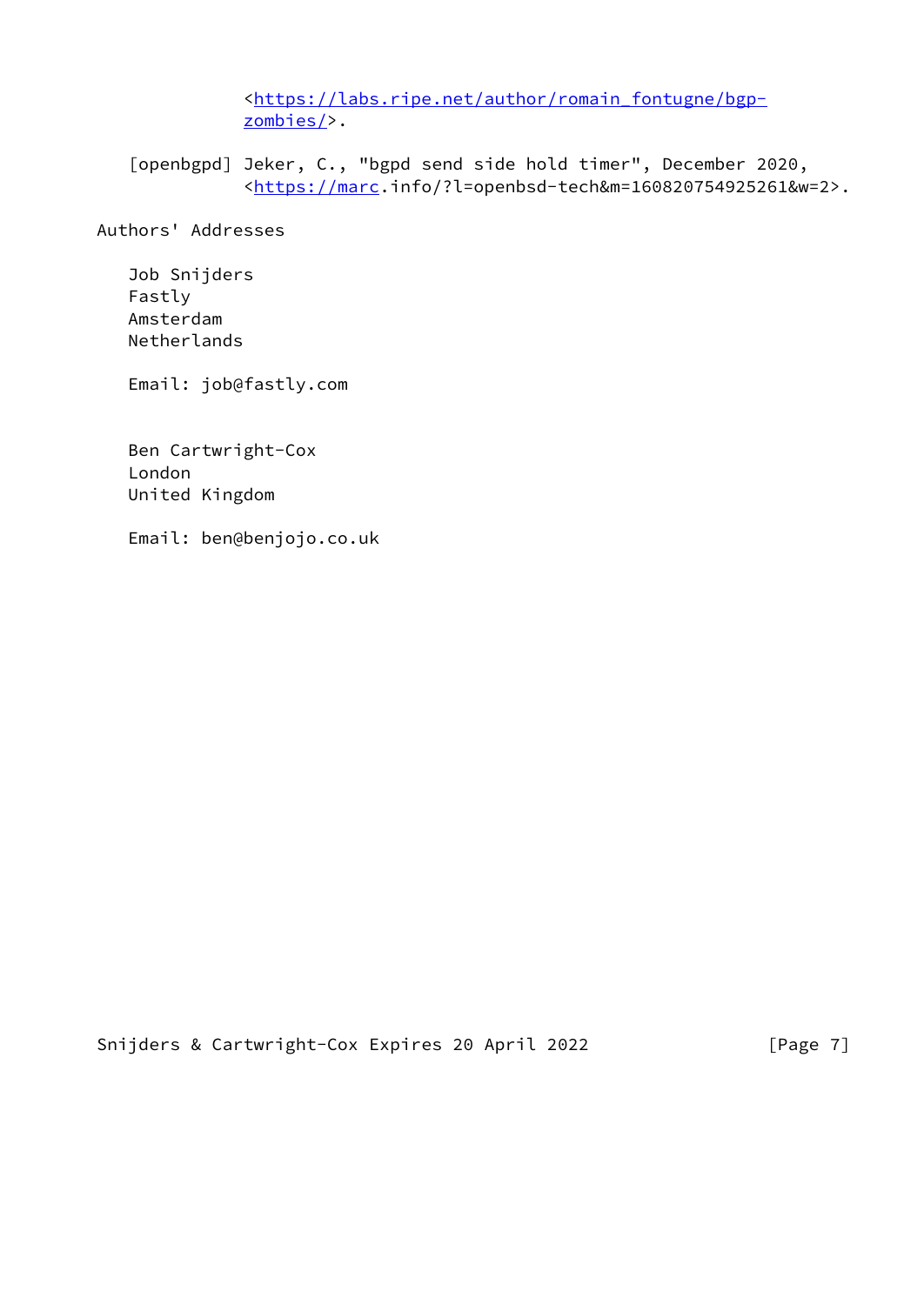<https://labs.ripe.net/author/romain_fontugne/bgp-zombies/>.

[openbgpd] Jeker, C., "bgpd send side hold timer", December 2020, <https://marc.info/?l=openbsd-tech&m=160820754925261&w=2>.

## Authors' Addresses

Job Snijders
Fastly
Amsterdam
Netherlands

Email: job@fastly.com

Ben Cartwright-Cox
London
United Kingdom

Email: ben@benjojo.co.uk